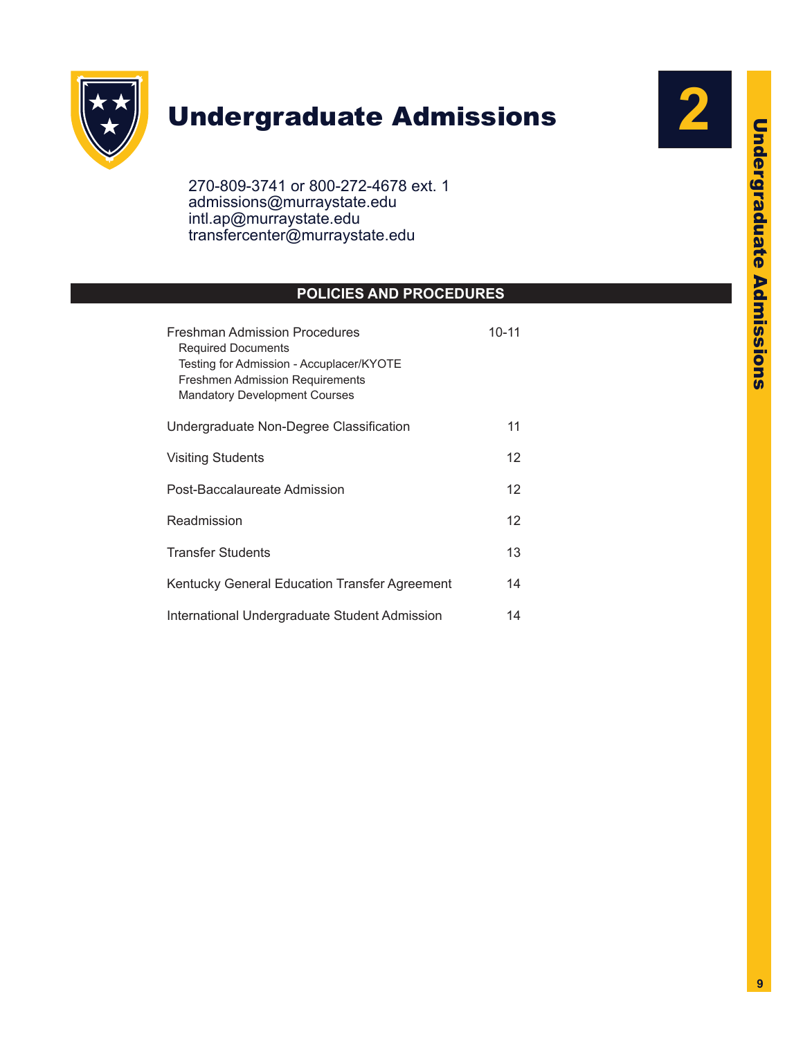# Undergraduate Admissions

270-809-3741 or 800-272-4678 ext. 1
admissions@murraystate.edu
intl.ap@murraystate.edu
transfercenter@murraystate.edu

## POLICIES AND PROCEDURES

| | |
|---|---|
| Freshman Admission Procedures<br>Required Documents<br>Testing for Admission - Accuplacer/KYOTE<br>Freshmen Admission Requirements<br>Mandatory Development Courses | 10-11 |
| Undergraduate Non-Degree Classification | 11 |
| Visiting Students | 12 |
| Post-Baccalaureate Admission | 12 |
| Readmission | 12 |
| Transfer Students | 13 |
| Kentucky General Education Transfer Agreement | 14 |
| International Undergraduate Student Admission | 14 |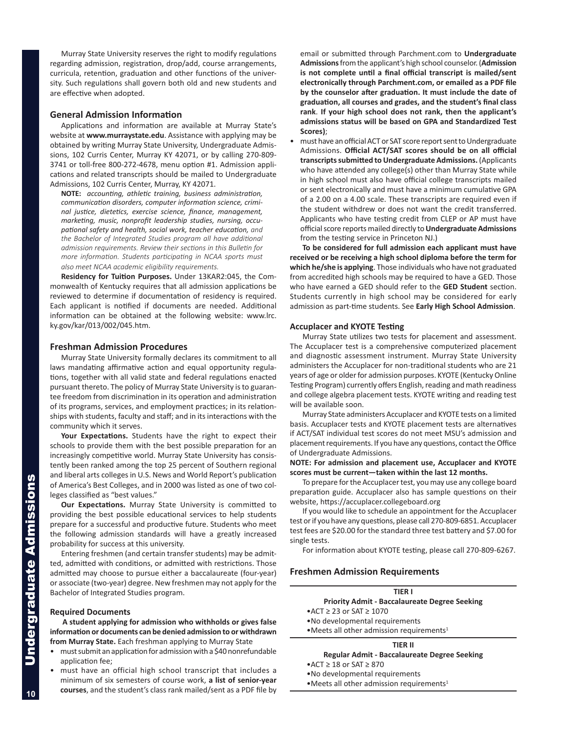Murray State University reserves the right to modify regulations regarding admission, registration, drop/add, course arrangements, curricula, retention, graduation and other functions of the university. Such regulations shall govern both old and new students and are effective when adopted.

## General Admission Information

Applications and information are available at Murray State's website at **www.murraystate.edu**. Assistance with applying may be obtained by writing Murray State University, Undergraduate Admissions, 102 Curris Center, Murray KY 42071, or by calling 270-809-3741 or toll-free 800-272-4678, menu option #1. Admission applications and related transcripts should be mailed to Undergraduate Admissions, 102 Curris Center, Murray, KY 42071.

**NOTE:** *accounting, athletic training, business administration, communication disorders, computer information science, criminal justice, dietetics, exercise science, finance, management, marketing, music, nonprofit leadership studies, nursing, occupational safety and health, social work, teacher education, and the Bachelor of Integrated Studies program all have additional admission requirements. Review their sections in this Bulletin for more information. Students participating in NCAA sports must also meet NCAA academic eligibility requirements.*

**Residency for Tuition Purposes.** Under 13KAR2:045, the Commonwealth of Kentucky requires that all admission applications be reviewed to determine if documentation of residency is required. Each applicant is notified if documents are needed. Additional information can be obtained at the following website: www.lrc.ky.gov/kar/013/002/045.htm.

## Freshman Admission Procedures

Murray State University formally declares its commitment to all laws mandating affirmative action and equal opportunity regulations, together with all valid state and federal regulations enacted pursuant thereto. The policy of Murray State University is to guarantee freedom from discrimination in its operation and administration of its programs, services, and employment practices; in its relationships with students, faculty and staff; and in its interactions with the community which it serves.

**Your Expectations.** Students have the right to expect their schools to provide them with the best possible preparation for an increasingly competitive world. Murray State University has consistently been ranked among the top 25 percent of Southern regional and liberal arts colleges in U.S. News and World Report's publication of America's Best Colleges, and in 2000 was listed as one of two colleges classified as "best values."

**Our Expectations.** Murray State University is committed to providing the best possible educational services to help students prepare for a successful and productive future. Students who meet the following admission standards will have a greatly increased probability for success at this university.

Entering freshmen (and certain transfer students) may be admitted, admitted with conditions, or admitted with restrictions. Those admitted may choose to pursue either a baccalaureate (four-year) or associate (two-year) degree. New freshmen may not apply for the Bachelor of Integrated Studies program.

### Required Documents

**A student applying for admission who withholds or gives false information or documents can be denied admission to or withdrawn from Murray State.** Each freshman applying to Murray State

- must submit an application for admission with a $40 nonrefundable application fee;
- must have an official high school transcript that includes a minimum of six semesters of course work, **a list of senior-year courses**, and the student's class rank mailed/sent as a PDF file by email or submitted through Parchment.com to **Undergraduate Admissions** from the applicant's high school counselor. (**Admission is not complete until a final official transcript is mailed/sent electronically through Parchment.com, or emailed as a PDF file by the counselor after graduation. It must include the date of graduation, all courses and grades, and the student's final class rank**. **If your high school does not rank, then the applicant's admissions status will be based on GPA and Standardized Test Scores)**;
- must have an official ACT or SAT score report sent to Undergraduate Admissions. **Official ACT/SAT scores should be on all official transcripts submitted to Undergraduate Admissions.** (Applicants who have attended any college(s) other than Murray State while in high school must also have official college transcripts mailed or sent electronically and must have a minimum cumulative GPA of a 2.00 on a 4.00 scale. These transcripts are required even if the student withdrew or does not want the credit transferred. Applicants who have testing credit from CLEP or AP must have official score reports mailed directly to **Undergraduate Admissions** from the testing service in Princeton NJ.)

**To be considered for full admission each applicant must have received or be receiving a high school diploma before the term for which he/she is applying**. Those individuals who have not graduated from accredited high schools may be required to have a GED. Those who have earned a GED should refer to the **GED Student** section. Students currently in high school may be considered for early admission as part-time students. See **Early High School Admission**.

### Accuplacer and KYOTE Testing

Murray State utilizes two tests for placement and assessment. The Accuplacer test is a comprehensive computerized placement and diagnostic assessment instrument. Murray State University administers the Accuplacer for non-traditional students who are 21 years of age or older for admission purposes. KYOTE (Kentucky Online Testing Program) currently offers English, reading and math readiness and college algebra placement tests. KYOTE writing and reading test will be available soon.

Murray State administers Accuplacer and KYOTE tests on a limited basis. Accuplacer tests and KYOTE placement tests are alternatives if ACT/SAT individual test scores do not meet MSU's admission and placement requirements. If you have any questions, contact the Office of Undergraduate Admissions.

**NOTE: For admission and placement use, Accuplacer and KYOTE scores must be current—taken within the last 12 months.**

To prepare for the Accuplacer test, you may use any college board preparation guide. Accuplacer also has sample questions on their website, https://accuplacer.collegeboard.org

If you would like to schedule an appointment for the Accuplacer test or if you have any questions, please call 270-809-6851. Accuplacer test fees are $20.00 for the standard three test battery and $7.00 for single tests.

For information about KYOTE testing, please call 270-809-6267.

## Freshmen Admission Requirements

**TIER I**

**Priority Admit - Baccalaureate Degree Seeking**

- ACT ≥ 23 or SAT ≥ 1070
- No developmental requirements
- Meets all other admission requirements[1]

**TIER II**

**Regular Admit - Baccalaureate Degree Seeking**

- ACT ≥ 18 or SAT ≥ 870
- No developmental requirements
- Meets all other admission requirements[1]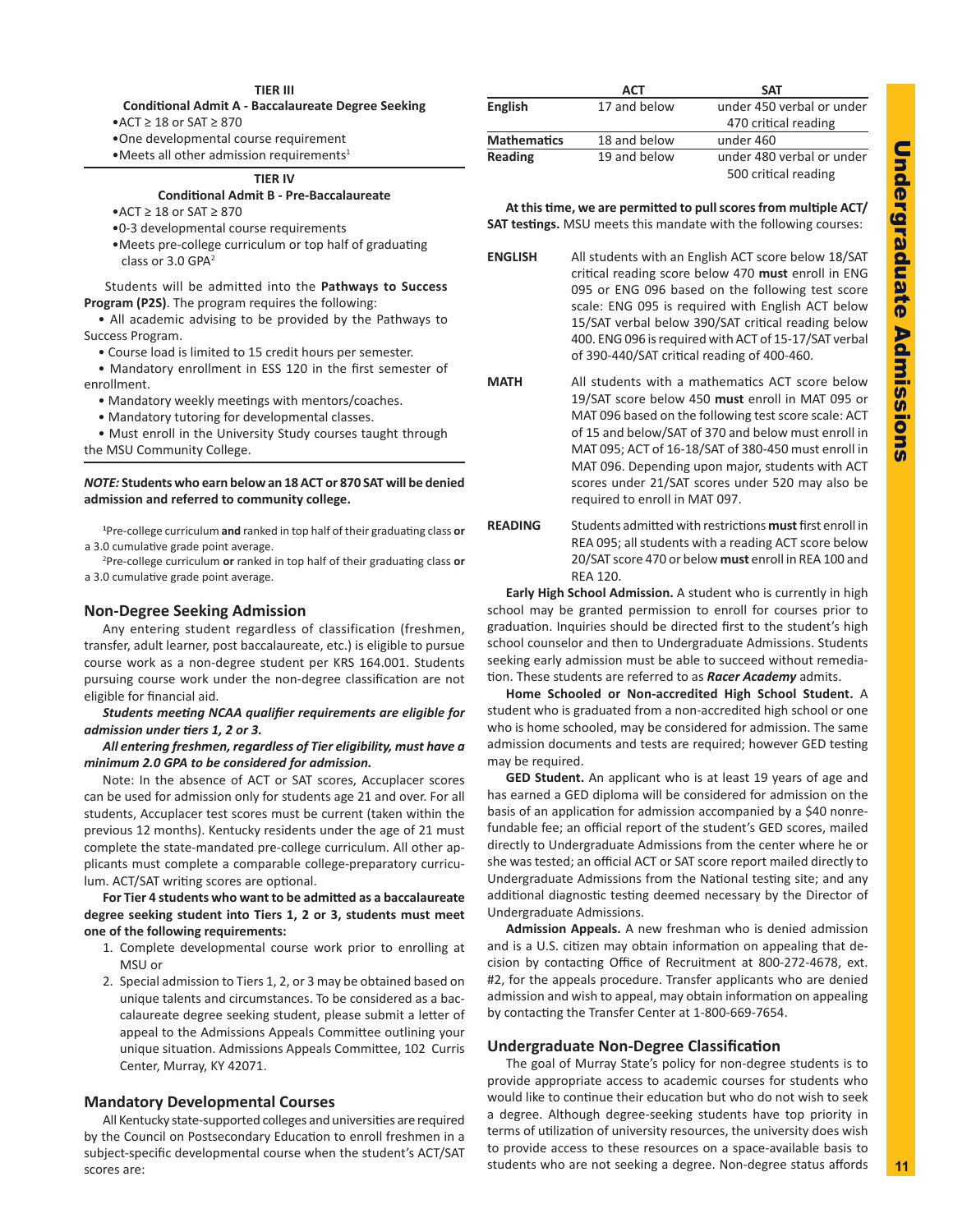**TIER III**

**Conditional Admit A - Baccalaureate Degree Seeking**

- ACT ≥ 18 or SAT ≥ 870
- One developmental course requirement
- Meets all other admission requirements[1]

**TIER IV**

**Conditional Admit B - Pre-Baccalaureate**

- ACT ≥ 18 or SAT ≥ 870
- 0-3 developmental course requirements
- Meets pre-college curriculum or top half of graduating class or 3.0 GPA[2]

Students will be admitted into the **Pathways to Success Program (P2S)**. The program requires the following:

- All academic advising to be provided by the Pathways to Success Program.
- Course load is limited to 15 credit hours per semester.
- Mandatory enrollment in ESS 120 in the first semester of enrollment.
- Mandatory weekly meetings with mentors/coaches.
- Mandatory tutoring for developmental classes.
- Must enroll in the University Study courses taught through the MSU Community College.

***NOTE:*** **Students who earn below an 18 ACT or 870 SAT will be denied admission and referred to community college.**

[1]Pre-college curriculum **and** ranked in top half of their graduating class **or** a 3.0 cumulative grade point average.

[2]Pre-college curriculum **or** ranked in top half of their graduating class **or** a 3.0 cumulative grade point average.

## Non-Degree Seeking Admission

Any entering student regardless of classification (freshmen, transfer, adult learner, post baccalaureate, etc.) is eligible to pursue course work as a non-degree student per KRS 164.001. Students pursuing course work under the non-degree classification are not eligible for financial aid.

***Students meeting NCAA qualifier requirements are eligible for admission under tiers 1, 2 or 3.***

***All entering freshmen, regardless of Tier eligibility, must have a minimum 2.0 GPA to be considered for admission.***

Note: In the absence of ACT or SAT scores, Accuplacer scores can be used for admission only for students age 21 and over. For all students, Accuplacer test scores must be current (taken within the previous 12 months). Kentucky residents under the age of 21 must complete the state-mandated pre-college curriculum. All other applicants must complete a comparable college-preparatory curriculum. ACT/SAT writing scores are optional.

**For Tier 4 students who want to be admitted as a baccalaureate degree seeking student into Tiers 1, 2 or 3, students must meet one of the following requirements:**

1. Complete developmental course work prior to enrolling at MSU or
2. Special admission to Tiers 1, 2, or 3 may be obtained based on unique talents and circumstances. To be considered as a baccalaureate degree seeking student, please submit a letter of appeal to the Admissions Appeals Committee outlining your unique situation. Admissions Appeals Committee, 102 Curris Center, Murray, KY 42071.

## Mandatory Developmental Courses

All Kentucky state-supported colleges and universities are required by the Council on Postsecondary Education to enroll freshmen in a subject-specific developmental course when the student's ACT/SAT scores are:

| | ACT | SAT |
|---|---|---|
| **English** | 17 and below | under 450 verbal or under 470 critical reading |
| **Mathematics** | 18 and below | under 460 |
| **Reading** | 19 and below | under 480 verbal or under 500 critical reading |

**At this time, we are permitted to pull scores from multiple ACT/SAT testings.** MSU meets this mandate with the following courses:

**ENGLISH** All students with an English ACT score below 18/SAT critical reading score below 470 **must** enroll in ENG 095 or ENG 096 based on the following test score scale: ENG 095 is required with English ACT below 15/SAT verbal below 390/SAT critical reading below 400. ENG 096 is required with ACT of 15-17/SAT verbal of 390-440/SAT critical reading of 400-460.

**MATH** All students with a mathematics ACT score below 19/SAT score below 450 **must** enroll in MAT 095 or MAT 096 based on the following test score scale: ACT of 15 and below/SAT of 370 and below must enroll in MAT 095; ACT of 16-18/SAT of 380-450 must enroll in MAT 096. Depending upon major, students with ACT scores under 21/SAT scores under 520 may also be required to enroll in MAT 097.

**READING** Students admitted with restrictions **must** first enroll in REA 095; all students with a reading ACT score below 20/SAT score 470 or below **must** enroll in REA 100 and REA 120.

**Early High School Admission.** A student who is currently in high school may be granted permission to enroll for courses prior to graduation. Inquiries should be directed first to the student's high school counselor and then to Undergraduate Admissions. Students seeking early admission must be able to succeed without remediation. These students are referred to as ***Racer Academy*** admits.

**Home Schooled or Non-accredited High School Student.** A student who is graduated from a non-accredited high school or one who is home schooled, may be considered for admission. The same admission documents and tests are required; however GED testing may be required.

**GED Student.** An applicant who is at least 19 years of age and has earned a GED diploma will be considered for admission on the basis of an application for admission accompanied by a $40 nonrefundable fee; an official report of the student's GED scores, mailed directly to Undergraduate Admissions from the center where he or she was tested; an official ACT or SAT score report mailed directly to Undergraduate Admissions from the National testing site; and any additional diagnostic testing deemed necessary by the Director of Undergraduate Admissions.

**Admission Appeals.** A new freshman who is denied admission and is a U.S. citizen may obtain information on appealing that decision by contacting Office of Recruitment at 800-272-4678, ext. #2, for the appeals procedure. Transfer applicants who are denied admission and wish to appeal, may obtain information on appealing by contacting the Transfer Center at 1-800-669-7654.

## Undergraduate Non-Degree Classification

The goal of Murray State's policy for non-degree students is to provide appropriate access to academic courses for students who would like to continue their education but who do not wish to seek a degree. Although degree-seeking students have top priority in terms of utilization of university resources, the university does wish to provide access to these resources on a space-available basis to students who are not seeking a degree. Non-degree status affords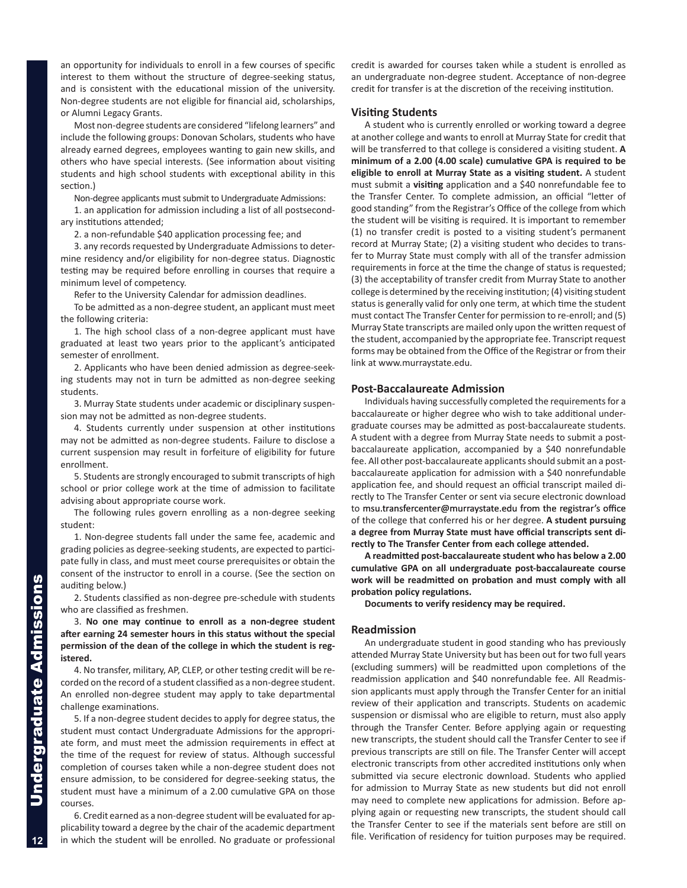an opportunity for individuals to enroll in a few courses of specific interest to them without the structure of degree-seeking status, and is consistent with the educational mission of the university. Non-degree students are not eligible for financial aid, scholarships, or Alumni Legacy Grants.

Most non-degree students are considered "lifelong learners" and include the following groups: Donovan Scholars, students who have already earned degrees, employees wanting to gain new skills, and others who have special interests. (See information about visiting students and high school students with exceptional ability in this section.)

Non-degree applicants must submit to Undergraduate Admissions:

1. an application for admission including a list of all postsecondary institutions attended;

2. a non-refundable $40 application processing fee; and

3. any records requested by Undergraduate Admissions to determine residency and/or eligibility for non-degree status. Diagnostic testing may be required before enrolling in courses that require a minimum level of competency.

Refer to the University Calendar for admission deadlines.

To be admitted as a non-degree student, an applicant must meet the following criteria:

1. The high school class of a non-degree applicant must have graduated at least two years prior to the applicant's anticipated semester of enrollment.

2. Applicants who have been denied admission as degree-seeking students may not in turn be admitted as non-degree seeking students.

3. Murray State students under academic or disciplinary suspension may not be admitted as non-degree students.

4. Students currently under suspension at other institutions may not be admitted as non-degree students. Failure to disclose a current suspension may result in forfeiture of eligibility for future enrollment.

5. Students are strongly encouraged to submit transcripts of high school or prior college work at the time of admission to facilitate advising about appropriate course work.

The following rules govern enrolling as a non-degree seeking student:

1. Non-degree students fall under the same fee, academic and grading policies as degree-seeking students, are expected to participate fully in class, and must meet course prerequisites or obtain the consent of the instructor to enroll in a course. (See the section on auditing below.)

2. Students classified as non-degree pre-schedule with students who are classified as freshmen.

3. **No one may continue to enroll as a non-degree student after earning 24 semester hours in this status without the special permission of the dean of the college in which the student is registered.**

4. No transfer, military, AP, CLEP, or other testing credit will be recorded on the record of a student classified as a non-degree student. An enrolled non-degree student may apply to take departmental challenge examinations.

5. If a non-degree student decides to apply for degree status, the student must contact Undergraduate Admissions for the appropriate form, and must meet the admission requirements in effect at the time of the request for review of status. Although successful completion of courses taken while a non-degree student does not ensure admission, to be considered for degree-seeking status, the student must have a minimum of a 2.00 cumulative GPA on those courses.

6. Credit earned as a non-degree student will be evaluated for applicability toward a degree by the chair of the academic department in which the student will be enrolled. No graduate or professional credit is awarded for courses taken while a student is enrolled as an undergraduate non-degree student. Acceptance of non-degree credit for transfer is at the discretion of the receiving institution.

### Visiting Students

A student who is currently enrolled or working toward a degree at another college and wants to enroll at Murray State for credit that will be transferred to that college is considered a visiting student. **A minimum of a 2.00 (4.00 scale) cumulative GPA is required to be eligible to enroll at Murray State as a visiting student.** A student must submit a **visiting** application and a $40 nonrefundable fee to the Transfer Center. To complete admission, an official "letter of good standing" from the Registrar's Office of the college from which the student will be visiting is required. It is important to remember (1) no transfer credit is posted to a visiting student's permanent record at Murray State; (2) a visiting student who decides to transfer to Murray State must comply with all of the transfer admission requirements in force at the time the change of status is requested; (3) the acceptability of transfer credit from Murray State to another college is determined by the receiving institution; (4) visiting student status is generally valid for only one term, at which time the student must contact The Transfer Center for permission to re-enroll; and (5) Murray State transcripts are mailed only upon the written request of the student, accompanied by the appropriate fee. Transcript request forms may be obtained from the Office of the Registrar or from their link at www.murraystate.edu.

### Post-Baccalaureate Admission

Individuals having successfully completed the requirements for a baccalaureate or higher degree who wish to take additional undergraduate courses may be admitted as post-baccalaureate students. A student with a degree from Murray State needs to submit a post-baccalaureate application, accompanied by a $40 nonrefundable fee. All other post-baccalaureate applicants should submit an a post-baccalaureate application for admission with a $40 nonrefundable application fee, and should request an official transcript mailed directly to The Transfer Center or sent via secure electronic download to **msu.transfercenter@murraystate.edu from the registrar's office** of the college that conferred his or her degree. **A student pursuing a degree from Murray State must have official transcripts sent directly to The Transfer Center from each college attended.**

**A readmitted post-baccalaureate student who has below a 2.00 cumulative GPA on all undergraduate post-baccalaureate course work will be readmitted on probation and must comply with all probation policy regulations.**

**Documents to verify residency may be required.**

### Readmission

An undergraduate student in good standing who has previously attended Murray State University but has been out for two full years (excluding summers) will be readmitted upon completions of the readmission application and $40 nonrefundable fee. All Readmission applicants must apply through the Transfer Center for an initial review of their application and transcripts. Students on academic suspension or dismissal who are eligible to return, must also apply through the Transfer Center. Before applying again or requesting new transcripts, the student should call the Transfer Center to see if previous transcripts are still on file. The Transfer Center will accept electronic transcripts from other accredited institutions only when submitted via secure electronic download. Students who applied for admission to Murray State as new students but did not enroll may need to complete new applications for admission. Before applying again or requesting new transcripts, the student should call the Transfer Center to see if the materials sent before are still on file. Verification of residency for tuition purposes may be required.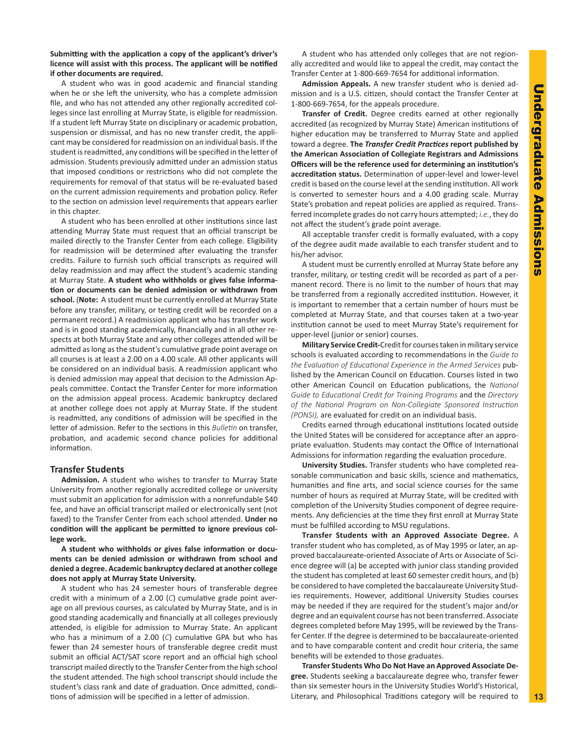**Submitting with the application a copy of the applicant's driver's licence will assist with this process. The applicant will be notified if other documents are required.**

A student who was in good academic and financial standing when he or she left the university, who has a complete admission file, and who has not attended any other regionally accredited colleges since last enrolling at Murray State, is eligible for readmission. If a student left Murray State on disciplinary or academic probation, suspension or dismissal, and has no new transfer credit, the applicant may be considered for readmission on an individual basis. If the student is readmitted, any conditions will be specified in the letter of admission. Students previously admitted under an admission status that imposed conditions or restrictions who did not complete the requirements for removal of that status will be re-evaluated based on the current admission requirements and probation policy. Refer to the section on admission level requirements that appears earlier in this chapter.

A student who has been enrolled at other institutions since last attending Murray State must request that an official transcript be mailed directly to the Transfer Center from each college. Eligibility for readmission will be determined after evaluating the transfer credits. Failure to furnish such official transcripts as required will delay readmission and may affect the student's academic standing at Murray State. **A student who withholds or gives false information or documents can be denied admission or withdrawn from school.** (**Note:** A student must be currently enrolled at Murray State before any transfer, military, or testing credit will be recorded on a permanent record.) A readmission applicant who has transfer work and is in good standing academically, financially and in all other respects at both Murray State and any other colleges attended will be admitted as long as the student's cumulative grade point average on all courses is at least a 2.00 on a 4.00 scale. All other applicants will be considered on an individual basis. A readmission applicant who is denied admission may appeal that decision to the Admission Appeals committee. Contact the Transfer Center for more information on the admission appeal process. Academic bankruptcy declared at another college does not apply at Murray State. If the student is readmitted, any conditions of admission will be specified in the letter of admission. Refer to the sections in this *Bulletin* on transfer, probation, and academic second chance policies for additional information.

## Transfer Students

**Admission.** A student who wishes to transfer to Murray State University from another regionally accredited college or university must submit an application for admission with a nonrefundable $40 fee, and have an official transcript mailed or electronically sent (not faxed) to the Transfer Center from each school attended. **Under no condition will the applicant be permitted to ignore previous college work.**

**A student who withholds or gives false information or documents can be denied admission or withdrawn from school and denied a degree. Academic bankruptcy declared at another college does not apply at Murray State University.**

A student who has 24 semester hours of transferable degree credit with a minimum of a 2.00 (*C*) cumulative grade point average on all previous courses, as calculated by Murray State, and is in good standing academically and financially at all colleges previously attended, is eligible for admission to Murray State. An applicant who has a minimum of a 2.00 (*C*) cumulative GPA but who has fewer than 24 semester hours of transferable degree credit must submit an official ACT/SAT score report and an official high school transcript mailed directly to the Transfer Center from the high school the student attended. The high school transcript should include the student's class rank and date of graduation. Once admitted, conditions of admission will be specified in a letter of admission.

A student who has attended only colleges that are not regionally accredited and would like to appeal the credit, may contact the Transfer Center at 1-800-669-7654 for additional information.

**Admission Appeals.** A new transfer student who is denied admission and is a U.S. citizen, should contact the Transfer Center at 1-800-669-7654, for the appeals procedure.

**Transfer of Credit.** Degree credits earned at other regionally accredited (as recognized by Murray State) American institutions of higher education may be transferred to Murray State and applied toward a degree. **The *Transfer Credit Practices* report published by the American Association of Collegiate Registrars and Admissions Officers will be the reference used for determining an institution's accreditation status.** Determination of upper-level and lower-level credit is based on the course level at the sending institution. All work is converted to semester hours and a 4.00 grading scale. Murray State's probation and repeat policies are applied as required. Transferred incomplete grades do not carry hours attempted; *i.e.*, they do not affect the student's grade point average.

All acceptable transfer credit is formally evaluated, with a copy of the degree audit made available to each transfer student and to his/her advisor.

A student must be currently enrolled at Murray State before any transfer, military, or testing credit will be recorded as part of a permanent record. There is no limit to the number of hours that may be transferred from a regionally accredited institution. However, it is important to remember that a certain number of hours must be completed at Murray State, and that courses taken at a two-year institution cannot be used to meet Murray State's requirement for upper-level (junior or senior) courses.

**Military Service Credit-**Credit for courses taken in military service schools is evaluated according to recommendations in the *Guide to the Evaluation of Educational Experience in the Armed Services* published by the American Council on Education. Courses listed in two other American Council on Education publications, the *National Guide to Educational Credit for Training Programs* and the *Directory of the National Program on Non-Collegiate Sponsored Instruction (PONSI),* are evaluated for credit on an individual basis.

Credits earned through educational institutions located outside the United States will be considered for acceptance after an appropriate evaluation. Students may contact the Office of International Admissions for information regarding the evaluation procedure.

**University Studies.** Transfer students who have completed reasonable communication and basic skills, science and mathematics, humanities and fine arts, and social science courses for the same number of hours as required at Murray State, will be credited with completion of the University Studies component of degree requirements. Any deficiencies at the time they first enroll at Murray State must be fulfilled according to MSU regulations.

**Transfer Students with an Approved Associate Degree.** A transfer student who has completed, as of May 1995 or later, an approved baccalaureate-oriented Associate of Arts or Associate of Science degree will (a) be accepted with junior class standing provided the student has completed at least 60 semester credit hours, and (b) be considered to have completed the baccalaureate University Studies requirements. However, additional University Studies courses may be needed if they are required for the student's major and/or degree and an equivalent course has not been transferred. Associate degrees completed before May 1995, will be reviewed by the Transfer Center. If the degree is determined to be baccalaureate-oriented and to have comparable content and credit hour criteria, the same benefits will be extended to those graduates.

**Transfer Students Who Do Not Have an Approved Associate Degree.** Students seeking a baccalaureate degree who, transfer fewer than six semester hours in the University Studies World's Historical, Literary, and Philosophical Traditions category will be required to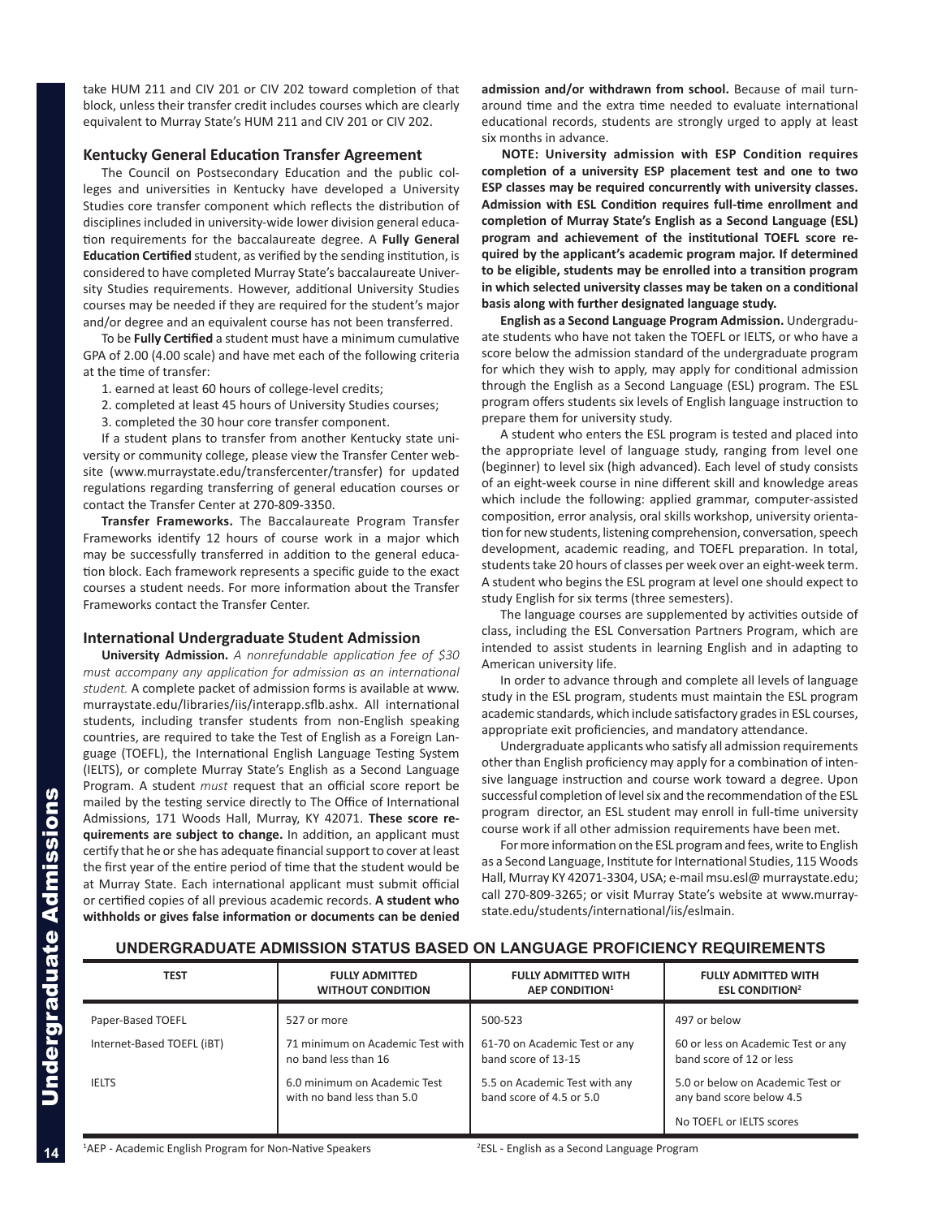take HUM 211 and CIV 201 or CIV 202 toward completion of that block, unless their transfer credit includes courses which are clearly equivalent to Murray State's HUM 211 and CIV 201 or CIV 202.

### Kentucky General Education Transfer Agreement

The Council on Postsecondary Education and the public colleges and universities in Kentucky have developed a University Studies core transfer component which reflects the distribution of disciplines included in university-wide lower division general education requirements for the baccalaureate degree. A **Fully General Education Certified** student, as verified by the sending institution, is considered to have completed Murray State's baccalaureate University Studies requirements. However, additional University Studies courses may be needed if they are required for the student's major and/or degree and an equivalent course has not been transferred.

To be **Fully Certified** a student must have a minimum cumulative GPA of 2.00 (4.00 scale) and have met each of the following criteria at the time of transfer:

1. earned at least 60 hours of college-level credits;
2. completed at least 45 hours of University Studies courses;
3. completed the 30 hour core transfer component.

If a student plans to transfer from another Kentucky state university or community college, please view the Transfer Center website (www.murraystate.edu/transfercenter/transfer) for updated regulations regarding transferring of general education courses or contact the Transfer Center at 270-809-3350.

**Transfer Frameworks.** The Baccalaureate Program Transfer Frameworks identify 12 hours of course work in a major which may be successfully transferred in addition to the general education block. Each framework represents a specific guide to the exact courses a student needs. For more information about the Transfer Frameworks contact the Transfer Center.

### International Undergraduate Student Admission

**University Admission.** *A nonrefundable application fee of $30 must accompany any application for admission as an international student.* A complete packet of admission forms is available at www.murraystate.edu/libraries/iis/interapp.sflb.ashx. All international students, including transfer students from non-English speaking countries, are required to take the Test of English as a Foreign Language (TOEFL), the International English Language Testing System (IELTS), or complete Murray State's English as a Second Language Program. A student *must* request that an official score report be mailed by the testing service directly to The Office of International Admissions, 171 Woods Hall, Murray, KY 42071. **These score requirements are subject to change.** In addition, an applicant must certify that he or she has adequate financial support to cover at least the first year of the entire period of time that the student would be at Murray State. Each international applicant must submit official or certified copies of all previous academic records. **A student who withholds or gives false information or documents can be denied admission and/or withdrawn from school.** Because of mail turnaround time and the extra time needed to evaluate international educational records, students are strongly urged to apply at least six months in advance.

**NOTE: University admission with ESP Condition requires completion of a university ESP placement test and one to two ESP classes may be required concurrently with university classes. Admission with ESL Condition requires full-time enrollment and completion of Murray State's English as a Second Language (ESL) program and achievement of the institutional TOEFL score required by the applicant's academic program major. If determined to be eligible, students may be enrolled into a transition program in which selected university classes may be taken on a conditional basis along with further designated language study.**

**English as a Second Language Program Admission.** Undergraduate students who have not taken the TOEFL or IELTS, or who have a score below the admission standard of the undergraduate program for which they wish to apply, may apply for conditional admission through the English as a Second Language (ESL) program. The ESL program offers students six levels of English language instruction to prepare them for university study.

A student who enters the ESL program is tested and placed into the appropriate level of language study, ranging from level one (beginner) to level six (high advanced). Each level of study consists of an eight-week course in nine different skill and knowledge areas which include the following: applied grammar, computer-assisted composition, error analysis, oral skills workshop, university orientation for new students, listening comprehension, conversation, speech development, academic reading, and TOEFL preparation. In total, students take 20 hours of classes per week over an eight-week term. A student who begins the ESL program at level one should expect to study English for six terms (three semesters).

The language courses are supplemented by activities outside of class, including the ESL Conversation Partners Program, which are intended to assist students in learning English and in adapting to American university life.

In order to advance through and complete all levels of language study in the ESL program, students must maintain the ESL program academic standards, which include satisfactory grades in ESL courses, appropriate exit proficiencies, and mandatory attendance.

Undergraduate applicants who satisfy all admission requirements other than English proficiency may apply for a combination of intensive language instruction and course work toward a degree. Upon successful completion of level six and the recommendation of the ESL program director, an ESL student may enroll in full-time university course work if all other admission requirements have been met.

For more information on the ESL program and fees, write to English as a Second Language, Institute for International Studies, 115 Woods Hall, Murray KY 42071-3304, USA; e-mail msu.esl@ murraystate.edu; call 270-809-3265; or visit Murray State's website at www.murraystate.edu/students/international/iis/eslmain.

### UNDERGRADUATE ADMISSION STATUS BASED ON LANGUAGE PROFICIENCY REQUIREMENTS

| TEST | FULLY ADMITTED WITHOUT CONDITION | FULLY ADMITTED WITH AEP CONDITION[1] | FULLY ADMITTED WITH ESL CONDITION[2] |
|---|---|---|---|
| Paper-Based TOEFL | 527 or more | 500-523 | 497 or below |
| Internet-Based TOEFL (iBT) | 71 minimum on Academic Test with no band less than 16 | 61-70 on Academic Test or any band score of 13-15 | 60 or less on Academic Test or any band score of 12 or less |
| IELTS | 6.0 minimum on Academic Test with no band less than 5.0 | 5.5 on Academic Test with any band score of 4.5 or 5.0 | 5.0 or below on Academic Test or any band score below 4.5 |
| | | | No TOEFL or IELTS scores |

[1]AEP - Academic English Program for Non-Native Speakers

[2]ESL - English as a Second Language Program